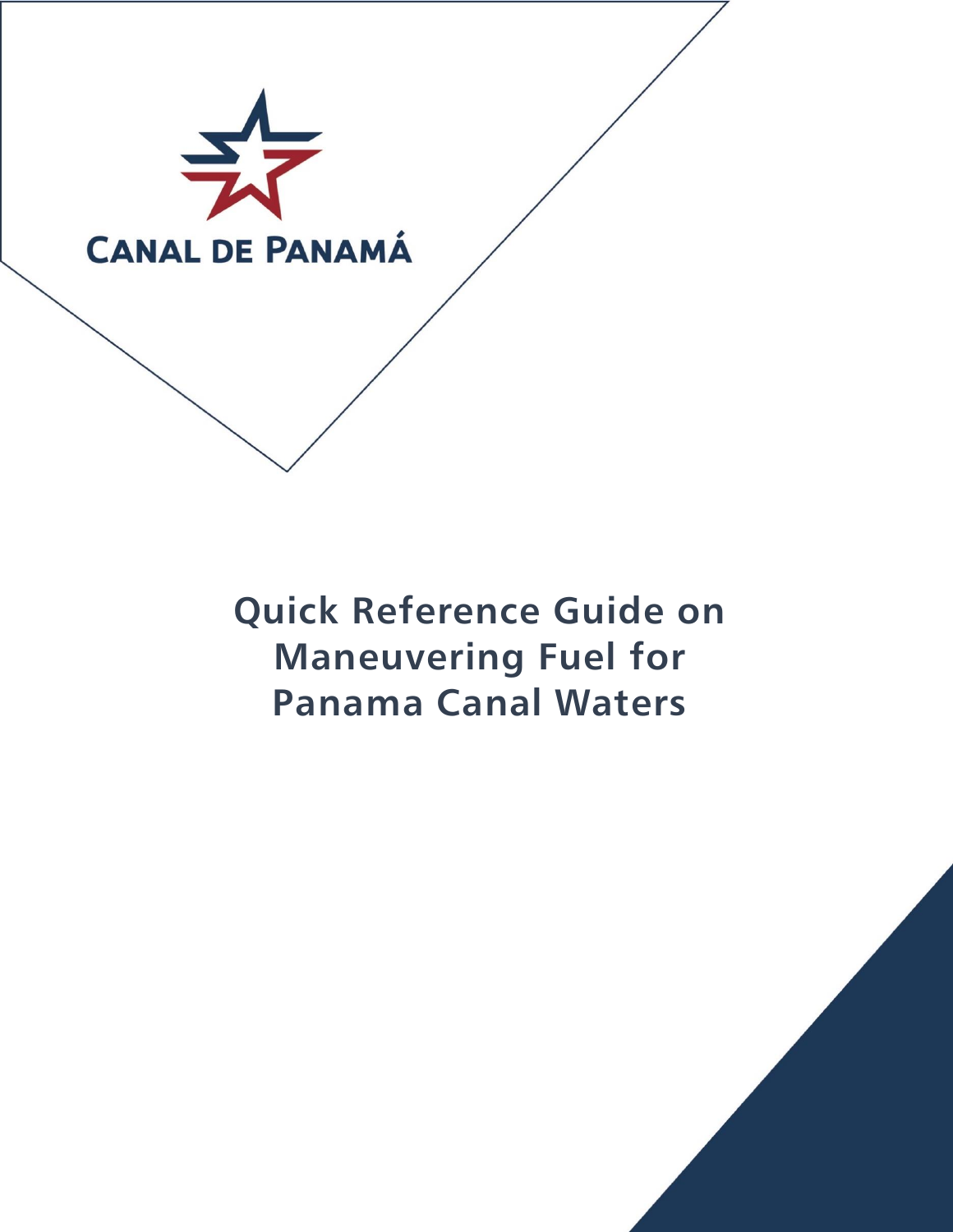CANAL DE PANAMÁ

# Quick Reference Guide on Maneuvering Fuel for Panama Canal Waters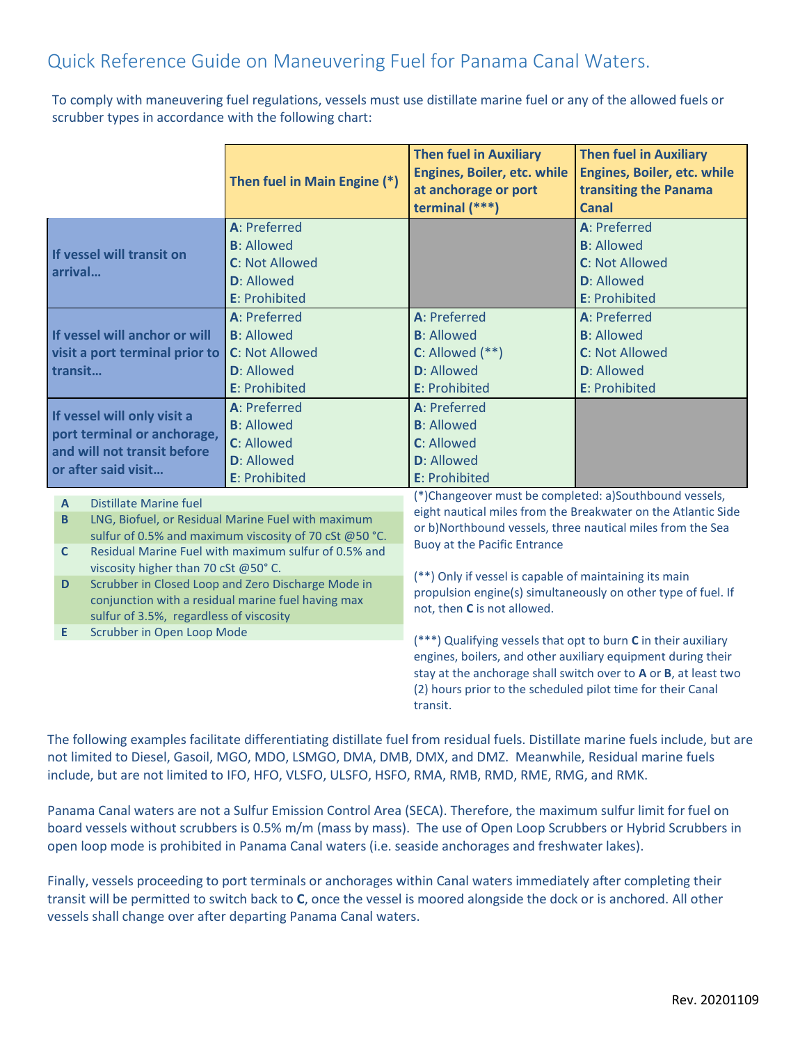# Quick Reference Guide on Maneuvering Fuel for Panama Canal Waters.

To comply with maneuvering fuel regulations, vessels must use distillate marine fuel or any of the allowed fuels or scrubber types in accordance with the following chart:

| | Then fuel in Main Engine (*) | Then fuel in Auxiliary Engines, Boiler, etc. while at anchorage or port terminal (***) | Then fuel in Auxiliary Engines, Boiler, etc. while transiting the Panama Canal |
|---|---|---|---|
| **If vessel will transit on arrival…** | **A**: Preferred<br>**B**: Allowed<br>**C**: Not Allowed<br>**D**: Allowed<br>**E**: Prohibited | | **A**: Preferred<br>**B**: Allowed<br>**C**: Not Allowed<br>**D**: Allowed<br>**E**: Prohibited |
| **If vessel will anchor or will visit a port terminal prior to transit…** | **A**: Preferred<br>**B**: Allowed<br>**C**: Not Allowed<br>**D**: Allowed<br>**E**: Prohibited | **A**: Preferred<br>**B**: Allowed<br>**C**: Allowed (**)<br>**D**: Allowed<br>**E**: Prohibited | **A**: Preferred<br>**B**: Allowed<br>**C**: Not Allowed<br>**D**: Allowed<br>**E**: Prohibited |
| **If vessel will only visit a port terminal or anchorage, and will not transit before or after said visit…** | **A**: Preferred<br>**B**: Allowed<br>**C**: Allowed<br>**D**: Allowed<br>**E**: Prohibited | **A**: Preferred<br>**B**: Allowed<br>**C**: Allowed<br>**D**: Allowed<br>**E**: Prohibited | |

| | |
|---|---|
| **A** | Distillate Marine fuel |
| **B** | LNG, Biofuel, or Residual Marine Fuel with maximum sulfur of 0.5% and maximum viscosity of 70 cSt @50 °C. |
| **C** | Residual Marine Fuel with maximum sulfur of 0.5% and viscosity higher than 70 cSt @50° C. |
| **D** | Scrubber in Closed Loop and Zero Discharge Mode in conjunction with a residual marine fuel having max sulfur of 3.5%, regardless of viscosity |
| **E** | Scrubber in Open Loop Mode |

(*)Changeover must be completed: a)Southbound vessels, eight nautical miles from the Breakwater on the Atlantic Side or b)Northbound vessels, three nautical miles from the Sea Buoy at the Pacific Entrance

(**) Only if vessel is capable of maintaining its main propulsion engine(s) simultaneously on other type of fuel. If not, then **C** is not allowed.

(***) Qualifying vessels that opt to burn **C** in their auxiliary engines, boilers, and other auxiliary equipment during their stay at the anchorage shall switch over to **A** or **B**, at least two (2) hours prior to the scheduled pilot time for their Canal transit.

The following examples facilitate differentiating distillate fuel from residual fuels. Distillate marine fuels include, but are not limited to Diesel, Gasoil, MGO, MDO, LSMGO, DMA, DMB, DMX, and DMZ. Meanwhile, Residual marine fuels include, but are not limited to IFO, HFO, VLSFO, ULSFO, HSFO, RMA, RMB, RMD, RME, RMG, and RMK.

Panama Canal waters are not a Sulfur Emission Control Area (SECA). Therefore, the maximum sulfur limit for fuel on board vessels without scrubbers is 0.5% m/m (mass by mass). The use of Open Loop Scrubbers or Hybrid Scrubbers in open loop mode is prohibited in Panama Canal waters (i.e. seaside anchorages and freshwater lakes).

Finally, vessels proceeding to port terminals or anchorages within Canal waters immediately after completing their transit will be permitted to switch back to **C**, once the vessel is moored alongside the dock or is anchored. All other vessels shall change over after departing Panama Canal waters.

Rev. 20201109